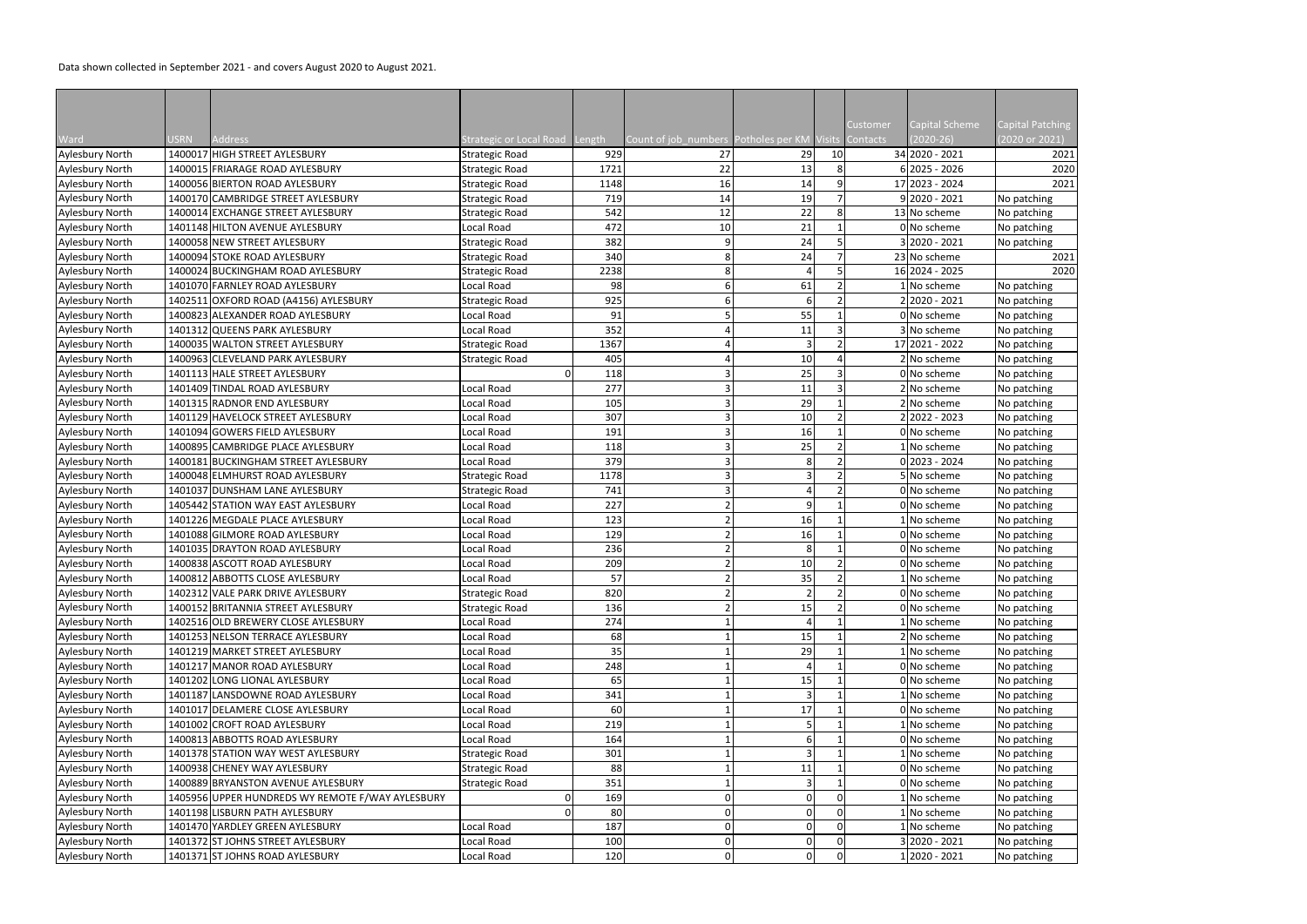Data shown collected in September 2021 - and covers August 2020 to August 2021.

| Ward | USRN | Address | Strategic or Local Road | Length | Count of job_numbers | Potholes per KM | Visits | Customer Contacts | Capital Scheme (2020-26) | Capital Patching (2020 or 2021) |
|---|---|---|---|---|---|---|---|---|---|---|
| Aylesbury North | 1400017 | HIGH STREET AYLESBURY | Strategic Road | 929 | 27 | 29 | 10 | 34 | 2020 - 2021 | 2021 |
| Aylesbury North | 1400015 | FRIARAGE ROAD AYLESBURY | Strategic Road | 1721 | 22 | 13 | 8 | 6 | 2025 - 2026 | 2020 |
| Aylesbury North | 1400056 | BIERTON ROAD AYLESBURY | Strategic Road | 1148 | 16 | 14 | 9 | 17 | 2023 - 2024 | 2021 |
| Aylesbury North | 1400170 | CAMBRIDGE STREET AYLESBURY | Strategic Road | 719 | 14 | 19 | 7 | 9 | 2020 - 2021 | No patching |
| Aylesbury North | 1400014 | EXCHANGE STREET AYLESBURY | Strategic Road | 542 | 12 | 22 | 8 | 13 | No scheme | No patching |
| Aylesbury North | 1401148 | HILTON AVENUE AYLESBURY | Local Road | 472 | 10 | 21 | 1 | 0 | No scheme | No patching |
| Aylesbury North | 1400058 | NEW STREET AYLESBURY | Strategic Road | 382 | 9 | 24 | 5 | 3 | 2020 - 2021 | No patching |
| Aylesbury North | 1400094 | STOKE ROAD AYLESBURY | Strategic Road | 340 | 8 | 24 | 7 | 23 | No scheme | 2021 |
| Aylesbury North | 1400024 | BUCKINGHAM ROAD AYLESBURY | Strategic Road | 2238 | 8 | 4 | 5 | 16 | 2024 - 2025 | 2020 |
| Aylesbury North | 1401070 | FARNLEY ROAD AYLESBURY | Local Road | 98 | 6 | 61 | 2 | 1 | No scheme | No patching |
| Aylesbury North | 1402511 | OXFORD ROAD (A4156) AYLESBURY | Strategic Road | 925 | 6 | 6 | 2 | 2 | 2020 - 2021 | No patching |
| Aylesbury North | 1400823 | ALEXANDER ROAD AYLESBURY | Local Road | 91 | 5 | 55 | 1 | 0 | No scheme | No patching |
| Aylesbury North | 1401312 | QUEENS PARK AYLESBURY | Local Road | 352 | 4 | 11 | 3 | 3 | No scheme | No patching |
| Aylesbury North | 1400035 | WALTON STREET AYLESBURY | Strategic Road | 1367 | 4 | 3 | 2 | 17 | 2021 - 2022 | No patching |
| Aylesbury North | 1400963 | CLEVELAND PARK AYLESBURY | Strategic Road | 405 | 4 | 10 | 4 | 2 | No scheme | No patching |
| Aylesbury North | 1401113 | HALE STREET AYLESBURY | 0 | 118 | 3 | 25 | 3 | 0 | No scheme | No patching |
| Aylesbury North | 1401409 | TINDAL ROAD AYLESBURY | Local Road | 277 | 3 | 11 | 3 | 2 | No scheme | No patching |
| Aylesbury North | 1401315 | RADNOR END AYLESBURY | Local Road | 105 | 3 | 29 | 1 | 2 | No scheme | No patching |
| Aylesbury North | 1401129 | HAVELOCK STREET AYLESBURY | Local Road | 307 | 3 | 10 | 2 | 2 | 2022 - 2023 | No patching |
| Aylesbury North | 1401094 | GOWERS FIELD AYLESBURY | Local Road | 191 | 3 | 16 | 1 | 0 | No scheme | No patching |
| Aylesbury North | 1400895 | CAMBRIDGE PLACE AYLESBURY | Local Road | 118 | 3 | 25 | 2 | 1 | No scheme | No patching |
| Aylesbury North | 1400181 | BUCKINGHAM STREET AYLESBURY | Local Road | 379 | 3 | 8 | 2 | 0 | 2023 - 2024 | No patching |
| Aylesbury North | 1400048 | ELMHURST ROAD AYLESBURY | Strategic Road | 1178 | 3 | 3 | 2 | 5 | No scheme | No patching |
| Aylesbury North | 1401037 | DUNSHAM LANE AYLESBURY | Strategic Road | 741 | 3 | 4 | 2 | 0 | No scheme | No patching |
| Aylesbury North | 1405442 | STATION WAY EAST AYLESBURY | Local Road | 227 | 2 | 9 | 1 | 0 | No scheme | No patching |
| Aylesbury North | 1401226 | MEGDALE PLACE AYLESBURY | Local Road | 123 | 2 | 16 | 1 | 1 | No scheme | No patching |
| Aylesbury North | 1401088 | GILMORE ROAD AYLESBURY | Local Road | 129 | 2 | 16 | 1 | 0 | No scheme | No patching |
| Aylesbury North | 1401035 | DRAYTON ROAD AYLESBURY | Local Road | 236 | 2 | 8 | 1 | 0 | No scheme | No patching |
| Aylesbury North | 1400838 | ASCOTT ROAD AYLESBURY | Local Road | 209 | 2 | 10 | 2 | 0 | No scheme | No patching |
| Aylesbury North | 1400812 | ABBOTTS CLOSE AYLESBURY | Local Road | 57 | 2 | 35 | 2 | 1 | No scheme | No patching |
| Aylesbury North | 1402312 | VALE PARK DRIVE AYLESBURY | Strategic Road | 820 | 2 | 2 | 2 | 0 | No scheme | No patching |
| Aylesbury North | 1400152 | BRITANNIA STREET AYLESBURY | Strategic Road | 136 | 2 | 15 | 2 | 0 | No scheme | No patching |
| Aylesbury North | 1402516 | OLD BREWERY CLOSE AYLESBURY | Local Road | 274 | 1 | 4 | 1 | 1 | No scheme | No patching |
| Aylesbury North | 1401253 | NELSON TERRACE AYLESBURY | Local Road | 68 | 1 | 15 | 1 | 2 | No scheme | No patching |
| Aylesbury North | 1401219 | MARKET STREET AYLESBURY | Local Road | 35 | 1 | 29 | 1 | 1 | No scheme | No patching |
| Aylesbury North | 1401217 | MANOR ROAD AYLESBURY | Local Road | 248 | 1 | 4 | 1 | 0 | No scheme | No patching |
| Aylesbury North | 1401202 | LONG LIONAL AYLESBURY | Local Road | 65 | 1 | 15 | 1 | 0 | No scheme | No patching |
| Aylesbury North | 1401187 | LANSDOWNE ROAD AYLESBURY | Local Road | 341 | 1 | 3 | 1 | 1 | No scheme | No patching |
| Aylesbury North | 1401017 | DELAMERE CLOSE AYLESBURY | Local Road | 60 | 1 | 17 | 1 | 0 | No scheme | No patching |
| Aylesbury North | 1401002 | CROFT ROAD AYLESBURY | Local Road | 219 | 1 | 5 | 1 | 1 | No scheme | No patching |
| Aylesbury North | 1400813 | ABBOTTS ROAD AYLESBURY | Local Road | 164 | 1 | 6 | 1 | 0 | No scheme | No patching |
| Aylesbury North | 1401378 | STATION WAY WEST AYLESBURY | Strategic Road | 301 | 1 | 3 | 1 | 1 | No scheme | No patching |
| Aylesbury North | 1400938 | CHENEY WAY AYLESBURY | Strategic Road | 88 | 1 | 11 | 1 | 0 | No scheme | No patching |
| Aylesbury North | 1400889 | BRYANSTON AVENUE AYLESBURY | Strategic Road | 351 | 1 | 3 | 1 | 0 | No scheme | No patching |
| Aylesbury North | 1405956 | UPPER HUNDREDS WY REMOTE F/WAY AYLESBURY | 0 | 169 | 0 | 0 | 0 | 1 | No scheme | No patching |
| Aylesbury North | 1401198 | LISBURN PATH AYLESBURY | 0 | 80 | 0 | 0 | 0 | 1 | No scheme | No patching |
| Aylesbury North | 1401470 | YARDLEY GREEN AYLESBURY | Local Road | 187 | 0 | 0 | 0 | 1 | No scheme | No patching |
| Aylesbury North | 1401372 | ST JOHNS STREET AYLESBURY | Local Road | 100 | 0 | 0 | 0 | 3 | 2020 - 2021 | No patching |
| Aylesbury North | 1401371 | ST JOHNS ROAD AYLESBURY | Local Road | 120 | 0 | 0 | 0 | 1 | 2020 - 2021 | No patching |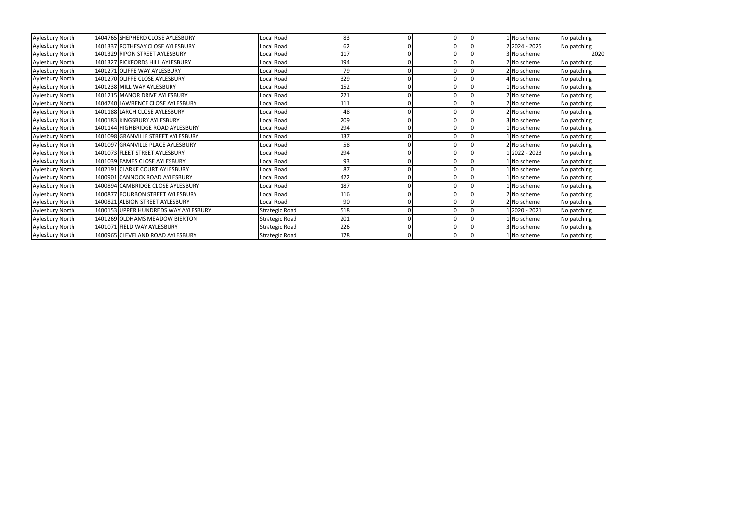| | | | | | | | | | | |
|---|---|---|---|---|---|---|---|---|---|---|
| Aylesbury North | 1404765 | SHEPHERD CLOSE AYLESBURY | Local Road | 83 | 0 | 0 | 0 | 1 | No scheme | No patching |
| Aylesbury North | 1401337 | ROTHESAY CLOSE AYLESBURY | Local Road | 62 | 0 | 0 | 0 | 2 | 2024 - 2025 | No patching |
| Aylesbury North | 1401329 | RIPON STREET AYLESBURY | Local Road | 117 | 0 | 0 | 0 | 3 | No scheme | 2020 |
| Aylesbury North | 1401327 | RICKFORDS HILL AYLESBURY | Local Road | 194 | 0 | 0 | 0 | 2 | No scheme | No patching |
| Aylesbury North | 1401271 | OLIFFE WAY AYLESBURY | Local Road | 79 | 0 | 0 | 0 | 2 | No scheme | No patching |
| Aylesbury North | 1401270 | OLIFFE CLOSE AYLESBURY | Local Road | 329 | 0 | 0 | 0 | 4 | No scheme | No patching |
| Aylesbury North | 1401238 | MILL WAY AYLESBURY | Local Road | 152 | 0 | 0 | 0 | 1 | No scheme | No patching |
| Aylesbury North | 1401215 | MANOR DRIVE AYLESBURY | Local Road | 221 | 0 | 0 | 0 | 2 | No scheme | No patching |
| Aylesbury North | 1404740 | LAWRENCE CLOSE AYLESBURY | Local Road | 111 | 0 | 0 | 0 | 2 | No scheme | No patching |
| Aylesbury North | 1401188 | LARCH CLOSE AYLESBURY | Local Road | 48 | 0 | 0 | 0 | 2 | No scheme | No patching |
| Aylesbury North | 1400183 | KINGSBURY AYLESBURY | Local Road | 209 | 0 | 0 | 0 | 3 | No scheme | No patching |
| Aylesbury North | 1401144 | HIGHBRIDGE ROAD AYLESBURY | Local Road | 294 | 0 | 0 | 0 | 1 | No scheme | No patching |
| Aylesbury North | 1401098 | GRANVILLE STREET AYLESBURY | Local Road | 137 | 0 | 0 | 0 | 1 | No scheme | No patching |
| Aylesbury North | 1401097 | GRANVILLE PLACE AYLESBURY | Local Road | 58 | 0 | 0 | 0 | 2 | No scheme | No patching |
| Aylesbury North | 1401073 | FLEET STREET AYLESBURY | Local Road | 294 | 0 | 0 | 0 | 1 | 2022 - 2023 | No patching |
| Aylesbury North | 1401039 | EAMES CLOSE AYLESBURY | Local Road | 93 | 0 | 0 | 0 | 1 | No scheme | No patching |
| Aylesbury North | 1402191 | CLARKE COURT AYLESBURY | Local Road | 87 | 0 | 0 | 0 | 1 | No scheme | No patching |
| Aylesbury North | 1400901 | CANNOCK ROAD AYLESBURY | Local Road | 422 | 0 | 0 | 0 | 1 | No scheme | No patching |
| Aylesbury North | 1400894 | CAMBRIDGE CLOSE AYLESBURY | Local Road | 187 | 0 | 0 | 0 | 1 | No scheme | No patching |
| Aylesbury North | 1400877 | BOURBON STREET AYLESBURY | Local Road | 116 | 0 | 0 | 0 | 2 | No scheme | No patching |
| Aylesbury North | 1400821 | ALBION STREET AYLESBURY | Local Road | 90 | 0 | 0 | 0 | 2 | No scheme | No patching |
| Aylesbury North | 1400153 | UPPER HUNDREDS WAY AYLESBURY | Strategic Road | 518 | 0 | 0 | 0 | 1 | 2020 - 2021 | No patching |
| Aylesbury North | 1401269 | OLDHAMS MEADOW BIERTON | Strategic Road | 201 | 0 | 0 | 0 | 1 | No scheme | No patching |
| Aylesbury North | 1401071 | FIELD WAY AYLESBURY | Strategic Road | 226 | 0 | 0 | 0 | 3 | No scheme | No patching |
| Aylesbury North | 1400965 | CLEVELAND ROAD AYLESBURY | Strategic Road | 178 | 0 | 0 | 0 | 1 | No scheme | No patching |